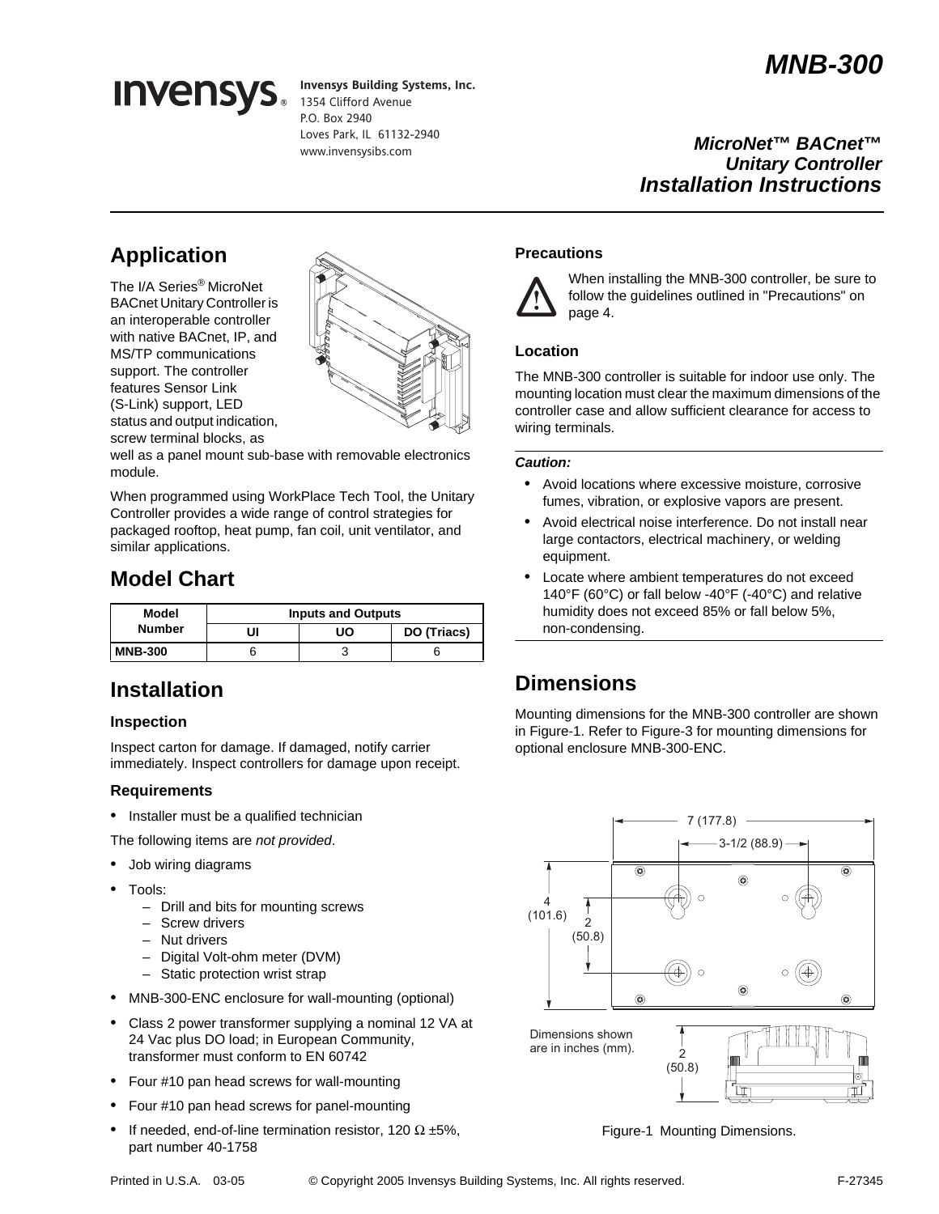# MNB-300

## MicroNet™ BACnet™ Unitary Controller Installation Instructions

Invensys Building Systems, Inc.
1354 Clifford Avenue
P.O. Box 2940
Loves Park, IL 61132-2940
www.invensysibs.com

## Application

The I/A Series® MicroNet BACnet Unitary Controller is an interoperable controller with native BACnet, IP, and MS/TP communications support. The controller features Sensor Link (S-Link) support, LED status and output indication, screw terminal blocks, as well as a panel mount sub-base with removable electronics module.

When programmed using WorkPlace Tech Tool, the Unitary Controller provides a wide range of control strategies for packaged rooftop, heat pump, fan coil, unit ventilator, and similar applications.

## Model Chart

| Model Number | Inputs and Outputs | | |
|---|---|---|---|
| | UI | UO | DO (Triacs) |
| MNB-300 | 6 | 3 | 6 |

## Installation

### Inspection

Inspect carton for damage. If damaged, notify carrier immediately. Inspect controllers for damage upon receipt.

### Requirements

- Installer must be a qualified technician

The following items are *not provided*.

- Job wiring diagrams
- Tools:
  - Drill and bits for mounting screws
  - Screw drivers
  - Nut drivers
  - Digital Volt-ohm meter (DVM)
  - Static protection wrist strap
- MNB-300-ENC enclosure for wall-mounting (optional)
- Class 2 power transformer supplying a nominal 12 VA at 24 Vac plus DO load; in European Community, transformer must conform to EN 60742
- Four #10 pan head screws for wall-mounting
- Four #10 pan head screws for panel-mounting
- If needed, end-of-line termination resistor, 120 Ω ±5%, part number 40-1758

### Precautions

When installing the MNB-300 controller, be sure to follow the guidelines outlined in "Precautions" on page 4.

### Location

The MNB-300 controller is suitable for indoor use only. The mounting location must clear the maximum dimensions of the controller case and allow sufficient clearance for access to wiring terminals.

***Caution:***

- Avoid locations where excessive moisture, corrosive fumes, vibration, or explosive vapors are present.
- Avoid electrical noise interference. Do not install near large contactors, electrical machinery, or welding equipment.
- Locate where ambient temperatures do not exceed 140°F (60°C) or fall below -40°F (-40°C) and relative humidity does not exceed 85% or fall below 5%, non-condensing.

## Dimensions

Mounting dimensions for the MNB-300 controller are shown in Figure-1. Refer to Figure-3 for mounting dimensions for optional enclosure MNB-300-ENC.

7 (177.8)
3-1/2 (88.9)
4 (101.6)
2 (50.8)
2 (50.8)
Dimensions shown are in inches (mm).

Figure-1 Mounting Dimensions.

Printed in U.S.A. 03-05 © Copyright 2005 Invensys Building Systems, Inc. All rights reserved. F-27345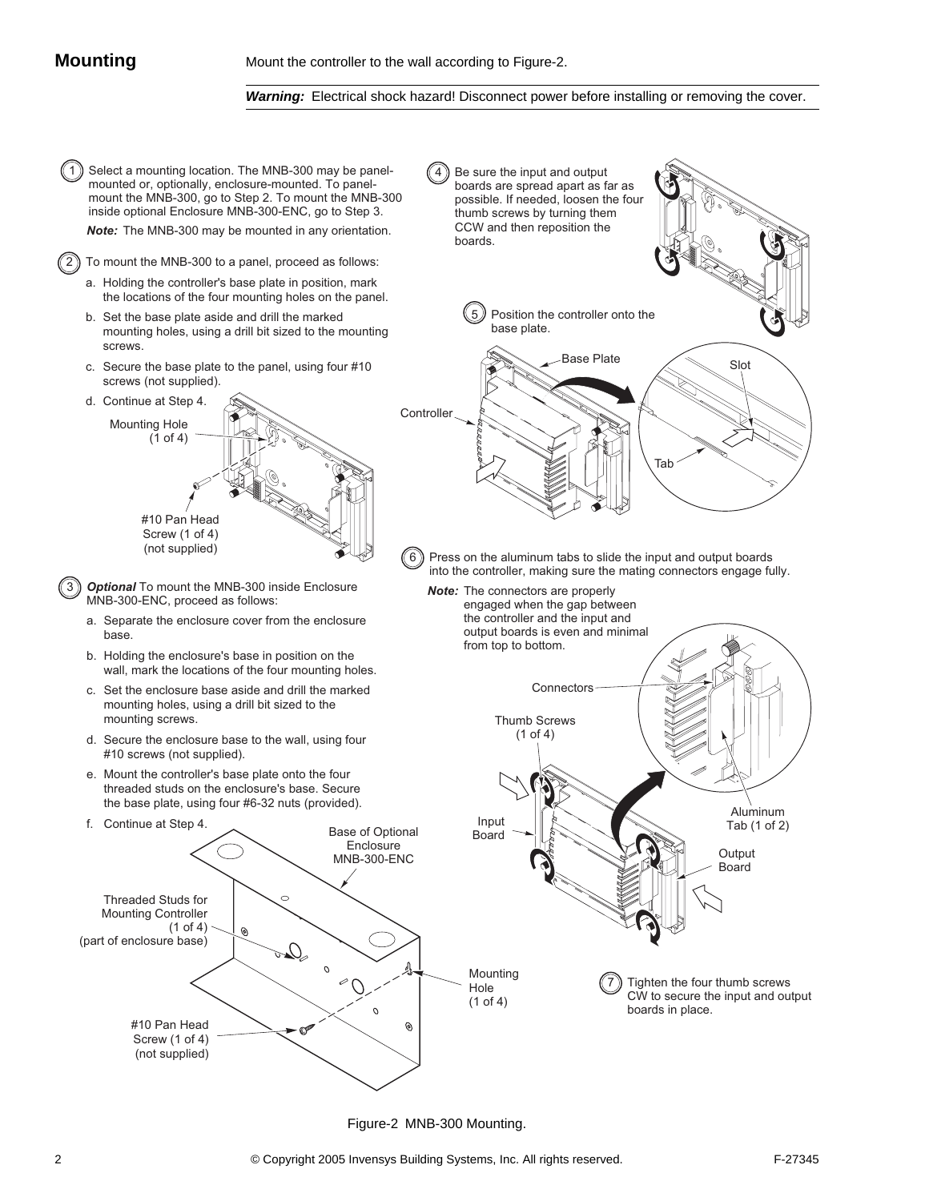## Mounting

Mount the controller to the wall according to Figure-2.

***Warning:*** Electrical shock hazard! Disconnect power before installing or removing the cover.

1. Select a mounting location. The MNB-300 may be panel-mounted or, optionally, enclosure-mounted. To panel-mount the MNB-300, go to Step 2. To mount the MNB-300 inside optional Enclosure MNB-300-ENC, go to Step 3.

   ***Note:*** The MNB-300 may be mounted in any orientation.

2. To mount the MNB-300 to a panel, proceed as follows:
   a. Holding the controller's base plate in position, mark the locations of the four mounting holes on the panel.
   b. Set the base plate aside and drill the marked mounting holes, using a drill bit sized to the mounting screws.
   c. Secure the base plate to the panel, using four #10 screws (not supplied).
   d. Continue at Step 4.

   Mounting Hole (1 of 4)

   #10 Pan Head Screw (1 of 4) (not supplied)

3. ***Optional*** To mount the MNB-300 inside Enclosure MNB-300-ENC, proceed as follows:
   a. Separate the enclosure cover from the enclosure base.
   b. Holding the enclosure's base in position on the wall, mark the locations of the four mounting holes.
   c. Set the enclosure base aside and drill the marked mounting holes, using a drill bit sized to the mounting screws.
   d. Secure the enclosure base to the wall, using four #10 screws (not supplied).
   e. Mount the controller's base plate onto the four threaded studs on the enclosure's base. Secure the base plate, using four #6-32 nuts (provided).
   f. Continue at Step 4.

   Base of Optional Enclosure MNB-300-ENC

   Threaded Studs for Mounting Controller (1 of 4) (part of enclosure base)

   #10 Pan Head Screw (1 of 4) (not supplied)

   Mounting Hole (1 of 4)

4. Be sure the input and output boards are spread apart as far as possible. If needed, loosen the four thumb screws by turning them CCW and then reposition the boards.

5. Position the controller onto the base plate.

   Base Plate

   Controller

   Slot

   Tab

6. Press on the aluminum tabs to slide the input and output boards into the controller, making sure the mating connectors engage fully.

   ***Note:*** The connectors are properly engaged when the gap between the controller and the input and output boards is even and minimal from top to bottom.

   Connectors

   Thumb Screws (1 of 4)

   Input Board

   Aluminum Tab (1 of 2)

   Output Board

7. Tighten the four thumb screws CW to secure the input and output boards in place.

Figure-2 MNB-300 Mounting.

© Copyright 2005 Invensys Building Systems, Inc. All rights reserved. F-27345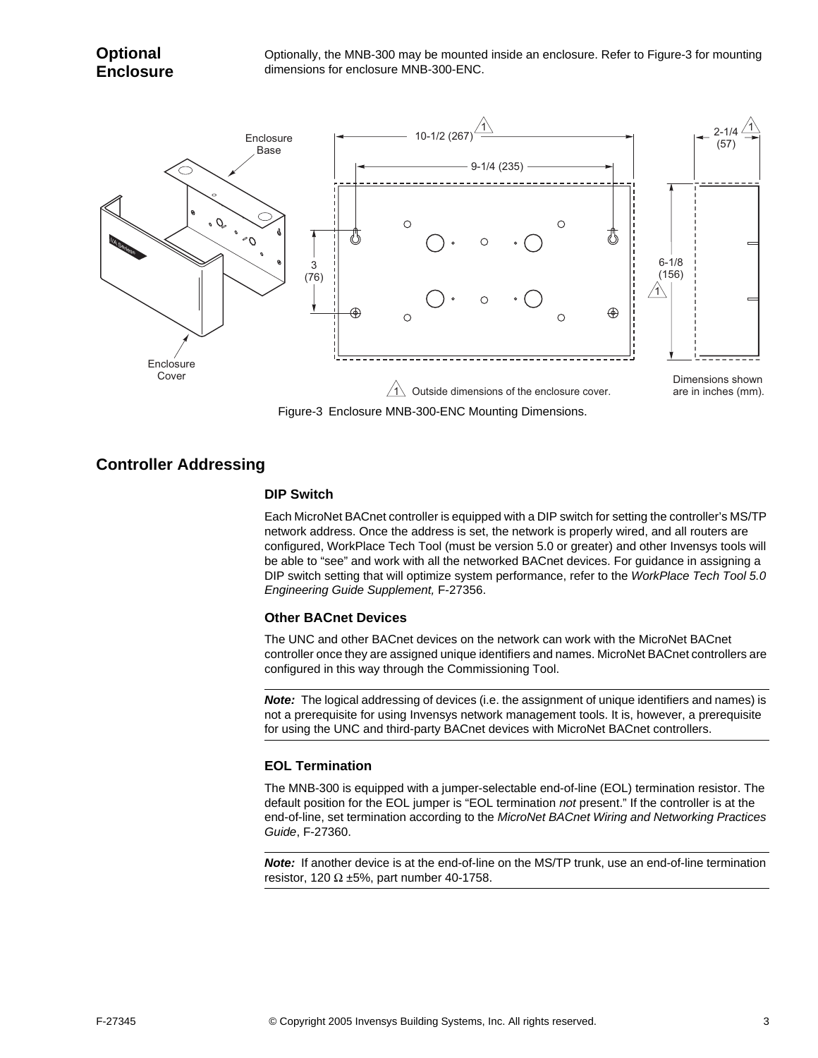## Optional Enclosure

Optionally, the MNB-300 may be mounted inside an enclosure. Refer to Figure-3 for mounting dimensions for enclosure MNB-300-ENC.

Figure-3 Enclosure MNB-300-ENC Mounting Dimensions.

## Controller Addressing

### DIP Switch

Each MicroNet BACnet controller is equipped with a DIP switch for setting the controller's MS/TP network address. Once the address is set, the network is properly wired, and all routers are configured, WorkPlace Tech Tool (must be version 5.0 or greater) and other Invensys tools will be able to "see" and work with all the networked BACnet devices. For guidance in assigning a DIP switch setting that will optimize system performance, refer to the *WorkPlace Tech Tool 5.0 Engineering Guide Supplement,* F-27356.

### Other BACnet Devices

The UNC and other BACnet devices on the network can work with the MicroNet BACnet controller once they are assigned unique identifiers and names. MicroNet BACnet controllers are configured in this way through the Commissioning Tool.

***Note:*** The logical addressing of devices (i.e. the assignment of unique identifiers and names) is not a prerequisite for using Invensys network management tools. It is, however, a prerequisite for using the UNC and third-party BACnet devices with MicroNet BACnet controllers.

### EOL Termination

The MNB-300 is equipped with a jumper-selectable end-of-line (EOL) termination resistor. The default position for the EOL jumper is "EOL termination *not* present." If the controller is at the end-of-line, set termination according to the *MicroNet BACnet Wiring and Networking Practices Guide*, F-27360.

***Note:*** If another device is at the end-of-line on the MS/TP trunk, use an end-of-line termination resistor, 120 Ω ±5%, part number 40-1758.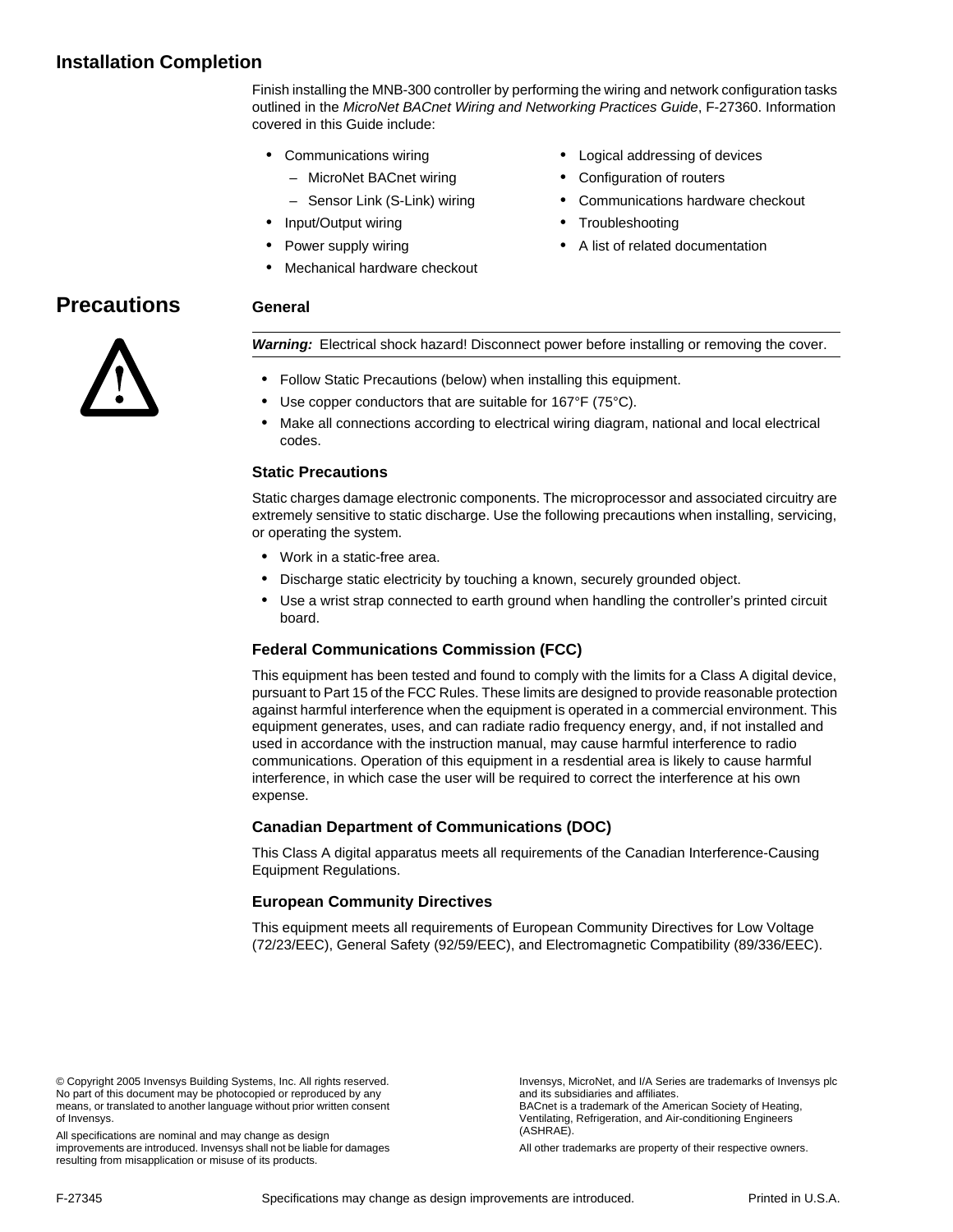## Installation Completion

Finish installing the MNB-300 controller by performing the wiring and network configuration tasks outlined in the *MicroNet BACnet Wiring and Networking Practices Guide*, F-27360. Information covered in this Guide include:

- Communications wiring
  - MicroNet BACnet wiring
  - Sensor Link (S-Link) wiring
- Input/Output wiring
- Power supply wiring
- Mechanical hardware checkout
- Logical addressing of devices
- Configuration of routers
- Communications hardware checkout
- Troubleshooting
- A list of related documentation

# Precautions

### General

***Warning:*** Electrical shock hazard! Disconnect power before installing or removing the cover.

- Follow Static Precautions (below) when installing this equipment.
- Use copper conductors that are suitable for 167°F (75°C).
- Make all connections according to electrical wiring diagram, national and local electrical codes.

### Static Precautions

Static charges damage electronic components. The microprocessor and associated circuitry are extremely sensitive to static discharge. Use the following precautions when installing, servicing, or operating the system.

- Work in a static-free area.
- Discharge static electricity by touching a known, securely grounded object.
- Use a wrist strap connected to earth ground when handling the controller's printed circuit board.

### Federal Communications Commission (FCC)

This equipment has been tested and found to comply with the limits for a Class A digital device, pursuant to Part 15 of the FCC Rules. These limits are designed to provide reasonable protection against harmful interference when the equipment is operated in a commercial environment. This equipment generates, uses, and can radiate radio frequency energy, and, if not installed and used in accordance with the instruction manual, may cause harmful interference to radio communications. Operation of this equipment in a resdential area is likely to cause harmful interference, in which case the user will be required to correct the interference at his own expense.

### Canadian Department of Communications (DOC)

This Class A digital apparatus meets all requirements of the Canadian Interference-Causing Equipment Regulations.

### European Community Directives

This equipment meets all requirements of European Community Directives for Low Voltage (72/23/EEC), General Safety (92/59/EEC), and Electromagnetic Compatibility (89/336/EEC).

© Copyright 2005 Invensys Building Systems, Inc. All rights reserved. No part of this document may be photocopied or reproduced by any means, or translated to another language without prior written consent of Invensys.

All specifications are nominal and may change as design improvements are introduced. Invensys shall not be liable for damages resulting from misapplication or misuse of its products.

Invensys, MicroNet, and I/A Series are trademarks of Invensys plc and its subsidiaries and affiliates.
BACnet is a trademark of the American Society of Heating, Ventilating, Refrigeration, and Air-conditioning Engineers (ASHRAE).

All other trademarks are property of their respective owners.

F-27345 Specifications may change as design improvements are introduced. Printed in U.S.A.